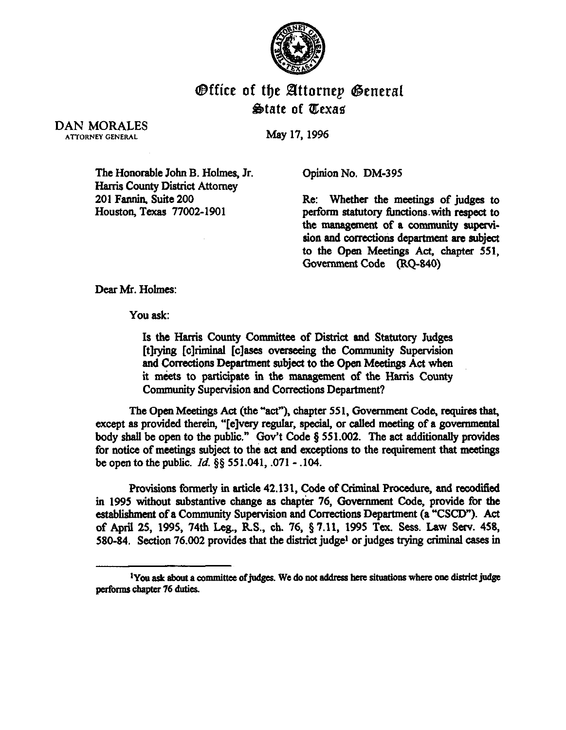# Office of the Attorney General
## State of Texas

DAN MORALES
ATTORNEY GENERAL

May 17, 1996

The Honorable John B. Holmes, Jr.
Harris County District Attorney
201 Fannin, Suite 200
Houston, Texas 77002-1901

Opinion No. DM-395

Re: Whether the meetings of judges to perform statutory functions with respect to the management of a community supervision and corrections department are subject to the Open Meetings Act, chapter 551, Government Code (RQ-840)

Dear Mr. Holmes:

You ask:

> Is the Harris County Committee of District and Statutory Judges [t]rying [c]riminal [c]ases overseeing the Community Supervision and Corrections Department subject to the Open Meetings Act when it meets to participate in the management of the Harris County Community Supervision and Corrections Department?

The Open Meetings Act (the "act"), chapter 551, Government Code, requires that, except as provided therein, "[e]very regular, special, or called meeting of a governmental body shall be open to the public." Gov't Code § 551.002. The act additionally provides for notice of meetings subject to the act and exceptions to the requirement that meetings be open to the public. *Id.* §§ 551.041, .071 - .104.

Provisions formerly in article 42.131, Code of Criminal Procedure, and recodified in 1995 without substantive change as chapter 76, Government Code, provide for the establishment of a Community Supervision and Corrections Department (a "CSCD"). Act of April 25, 1995, 74th Leg., R.S., ch. 76, § 7.11, 1995 Tex. Sess. Law Serv. 458, 580-84. Section 76.002 provides that the district judge[1] or judges trying criminal cases in

[1] You ask about a committee of judges. We do not address here situations where one district judge performs chapter 76 duties.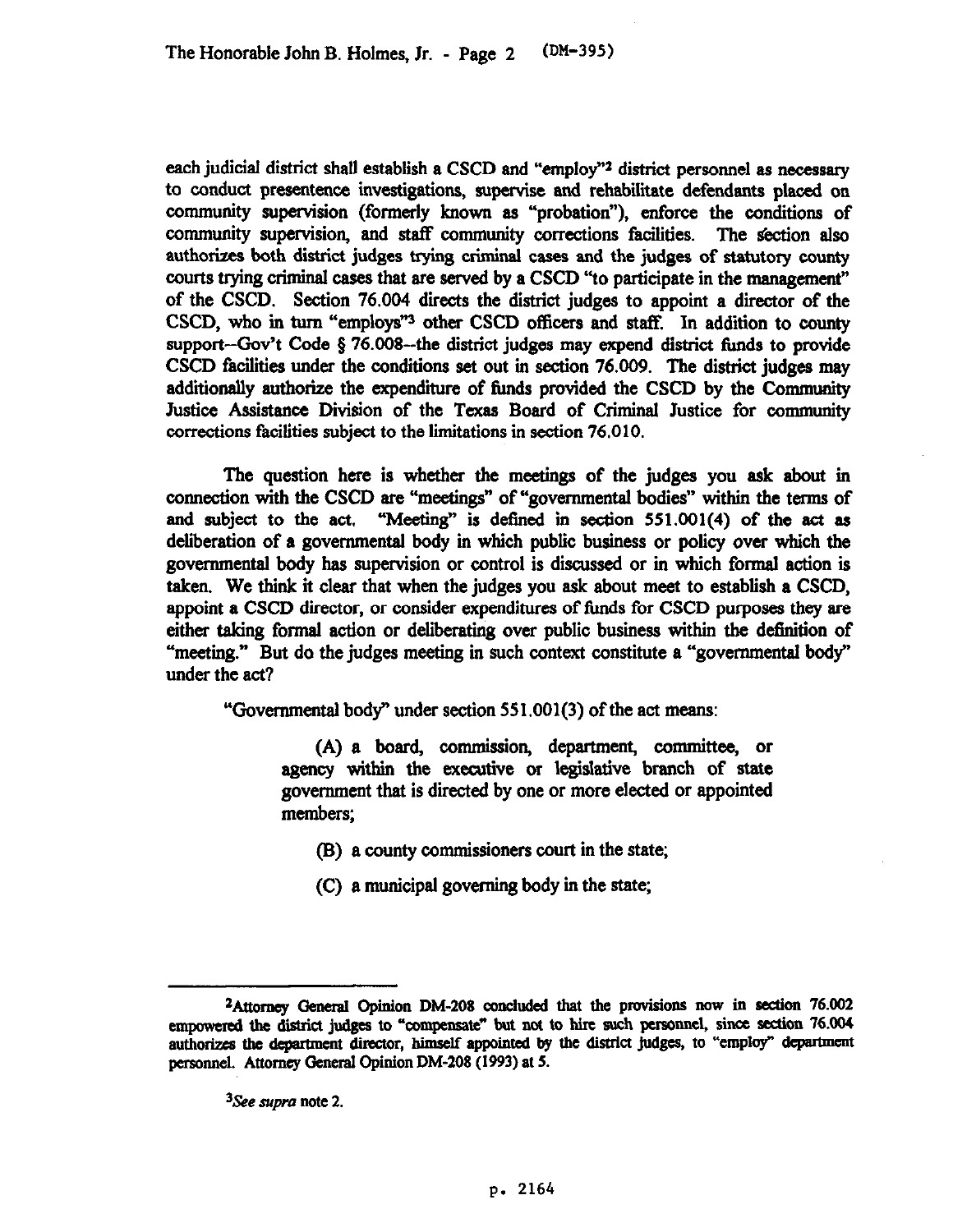each judicial district shall establish a CSCD and "employ"[2] district personnel as necessary to conduct presentence investigations, supervise and rehabilitate defendants placed on community supervision (formerly known as "probation"), enforce the conditions of community supervision, and staff community corrections facilities. The section also authorizes both district judges trying criminal cases and the judges of statutory county courts trying criminal cases that are served by a CSCD "to participate in the management" of the CSCD. Section 76.004 directs the district judges to appoint a director of the CSCD, who in turn "employs"[3] other CSCD officers and staff. In addition to county support--Gov't Code § 76.008--the district judges may expend district funds to provide CSCD facilities under the conditions set out in section 76.009. The district judges may additionally authorize the expenditure of funds provided the CSCD by the Community Justice Assistance Division of the Texas Board of Criminal Justice for community corrections facilities subject to the limitations in section 76.010.

The question here is whether the meetings of the judges you ask about in connection with the CSCD are "meetings" of "governmental bodies" within the terms of and subject to the act. "Meeting" is defined in section 551.001(4) of the act as deliberation of a governmental body in which public business or policy over which the governmental body has supervision or control is discussed or in which formal action is taken. We think it clear that when the judges you ask about meet to establish a CSCD, appoint a CSCD director, or consider expenditures of funds for CSCD purposes they are either taking formal action or deliberating over public business within the definition of "meeting." But do the judges meeting in such context constitute a "governmental body" under the act?

"Governmental body" under section 551.001(3) of the act means:

> (A) a board, commission, department, committee, or agency within the executive or legislative branch of state government that is directed by one or more elected or appointed members;
>
> (B) a county commissioners court in the state;
>
> (C) a municipal governing body in the state;

---

[2] Attorney General Opinion DM-208 concluded that the provisions now in section 76.002 empowered the district judges to "compensate" but not to hire such personnel, since section 76.004 authorizes the department director, himself appointed by the district judges, to "employ" department personnel. Attorney General Opinion DM-208 (1993) at 5.

[3] *See supra* note 2.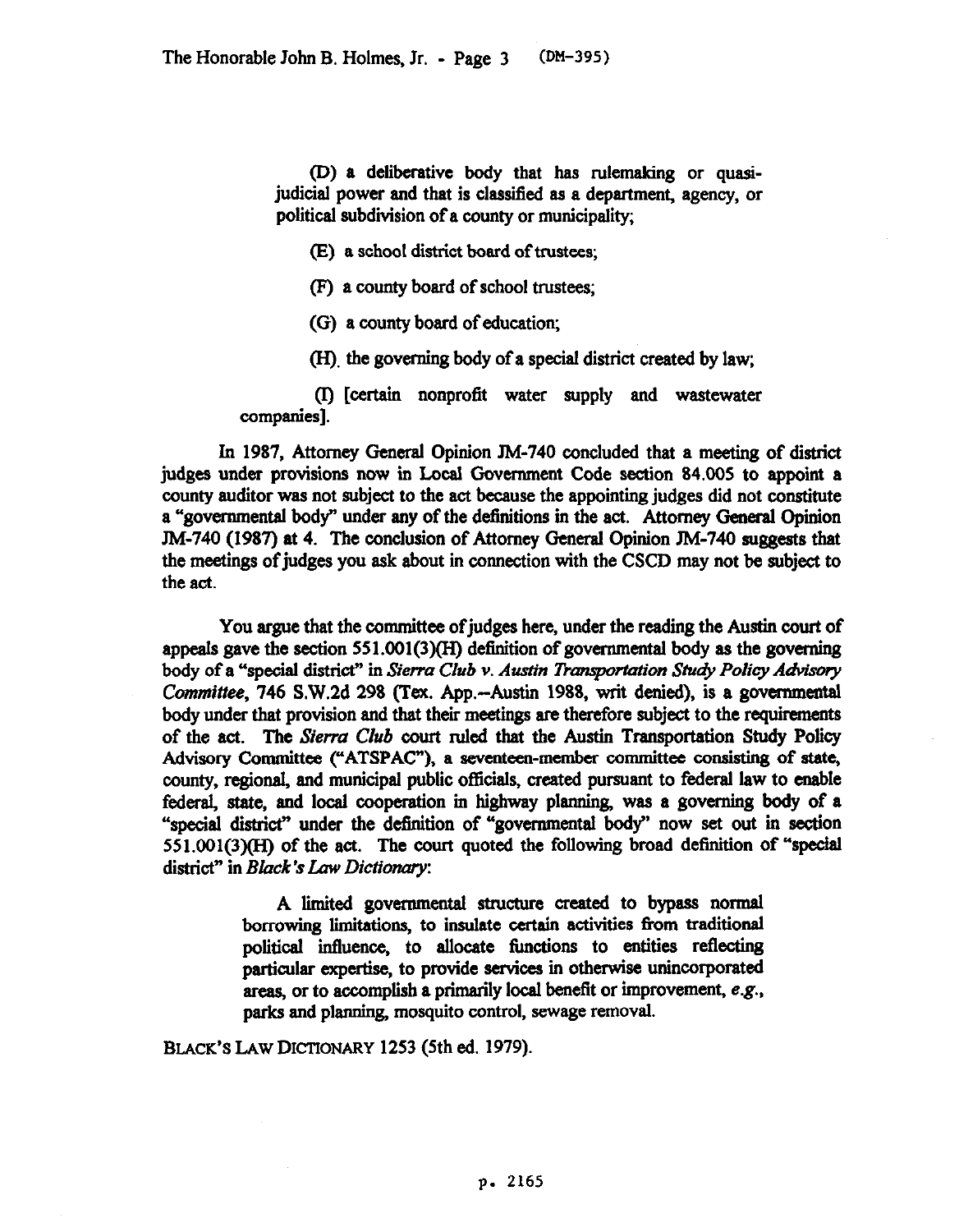(D) a deliberative body that has rulemaking or quasi-judicial power and that is classified as a department, agency, or political subdivision of a county or municipality;

(E) a school district board of trustees;

(F) a county board of school trustees;

(G) a county board of education;

(H) the governing body of a special district created by law;

(I) [certain nonprofit water supply and wastewater companies].

In 1987, Attorney General Opinion JM-740 concluded that a meeting of district judges under provisions now in Local Government Code section 84.005 to appoint a county auditor was not subject to the act because the appointing judges did not constitute a "governmental body" under any of the definitions in the act. Attorney General Opinion JM-740 (1987) at 4. The conclusion of Attorney General Opinion JM-740 suggests that the meetings of judges you ask about in connection with the CSCD may not be subject to the act.

You argue that the committee of judges here, under the reading the Austin court of appeals gave the section 551.001(3)(H) definition of governmental body as the governing body of a "special district" in *Sierra Club v. Austin Transportation Study Policy Advisory Committee*, 746 S.W.2d 298 (Tex. App.--Austin 1988, writ denied), is a governmental body under that provision and that their meetings are therefore subject to the requirements of the act. The *Sierra Club* court ruled that the Austin Transportation Study Policy Advisory Committee ("ATSPAC"), a seventeen-member committee consisting of state, county, regional, and municipal public officials, created pursuant to federal law to enable federal, state, and local cooperation in highway planning, was a governing body of a "special district" under the definition of "governmental body" now set out in section 551.001(3)(H) of the act. The court quoted the following broad definition of "special district" in *Black's Law Dictionary*:

> A limited governmental structure created to bypass normal borrowing limitations, to insulate certain activities from traditional political influence, to allocate functions to entities reflecting particular expertise, to provide services in otherwise unincorporated areas, or to accomplish a primarily local benefit or improvement, *e.g.*, parks and planning, mosquito control, sewage removal.

BLACK'S LAW DICTIONARY 1253 (5th ed. 1979).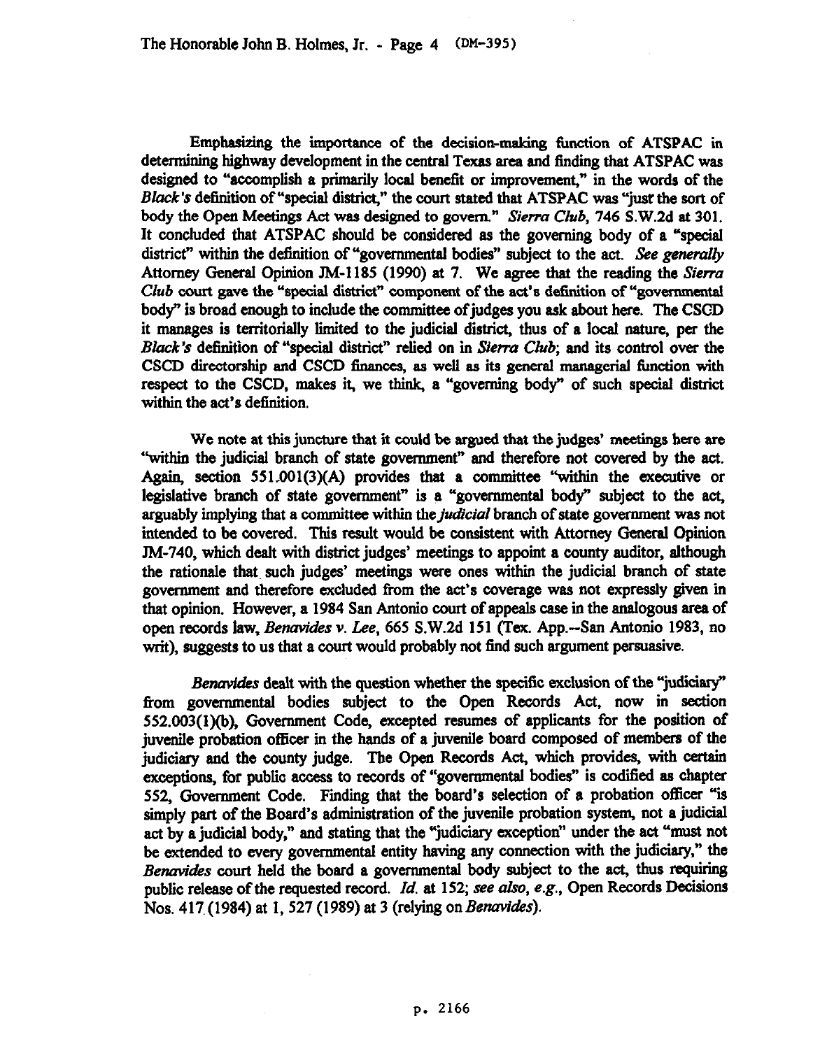Emphasizing the importance of the decision-making function of ATSPAC in determining highway development in the central Texas area and finding that ATSPAC was designed to "accomplish a primarily local benefit or improvement," in the words of the *Black's* definition of "special district," the court stated that ATSPAC was "just the sort of body the Open Meetings Act was designed to govern." *Sierra Club*, 746 S.W.2d at 301. It concluded that ATSPAC should be considered as the governing body of a "special district" within the definition of "governmental bodies" subject to the act. *See generally* Attorney General Opinion JM-1185 (1990) at 7. We agree that the reading the *Sierra Club* court gave the "special district" component of the act's definition of "governmental body" is broad enough to include the committee of judges you ask about here. The CSCD it manages is territorially limited to the judicial district, thus of a local nature, per the *Black's* definition of "special district" relied on in *Sierra Club*; and its control over the CSCD directorship and CSCD finances, as well as its general managerial function with respect to the CSCD, makes it, we think, a "governing body" of such special district within the act's definition.

We note at this juncture that it could be argued that the judges' meetings here are "within the judicial branch of state government" and therefore not covered by the act. Again, section 551.001(3)(A) provides that a committee "within the executive or legislative branch of state government" is a "governmental body" subject to the act, arguably implying that a committee within the *judicial* branch of state government was not intended to be covered. This result would be consistent with Attorney General Opinion JM-740, which dealt with district judges' meetings to appoint a county auditor, although the rationale that such judges' meetings were ones within the judicial branch of state government and therefore excluded from the act's coverage was not expressly given in that opinion. However, a 1984 San Antonio court of appeals case in the analogous area of open records law, *Benavides v. Lee*, 665 S.W.2d 151 (Tex. App.--San Antonio 1983, no writ), suggests to us that a court would probably not find such argument persuasive.

*Benavides* dealt with the question whether the specific exclusion of the "judiciary" from governmental bodies subject to the Open Records Act, now in section 552.003(1)(b), Government Code, excepted resumes of applicants for the position of juvenile probation officer in the hands of a juvenile board composed of members of the judiciary and the county judge. The Open Records Act, which provides, with certain exceptions, for public access to records of "governmental bodies" is codified as chapter 552, Government Code. Finding that the board's selection of a probation officer "is simply part of the Board's administration of the juvenile probation system, not a judicial act by a judicial body," and stating that the "judiciary exception" under the act "must not be extended to every governmental entity having any connection with the judiciary," the *Benavides* court held the board a governmental body subject to the act, thus requiring public release of the requested record. *Id.* at 152; *see also, e.g.*, Open Records Decisions Nos. 417 (1984) at 1, 527 (1989) at 3 (relying on *Benavides*).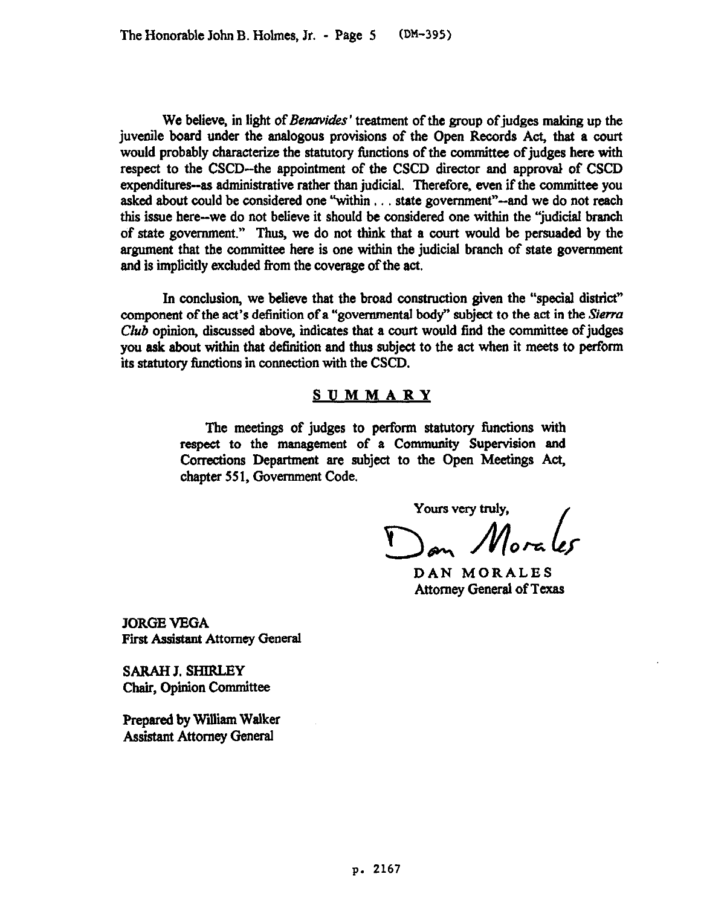We believe, in light of *Benavides'* treatment of the group of judges making up the juvenile board under the analogous provisions of the Open Records Act, that a court would probably characterize the statutory functions of the committee of judges here with respect to the CSCD--the appointment of the CSCD director and approval of CSCD expenditures--as administrative rather than judicial. Therefore, even if the committee you asked about could be considered one "within . . . state government"--and we do not reach this issue here--we do not believe it should be considered one within the "judicial branch of state government." Thus, we do not think that a court would be persuaded by the argument that the committee here is one within the judicial branch of state government and is implicitly excluded from the coverage of the act.

In conclusion, we believe that the broad construction given the "special district" component of the act's definition of a "governmental body" subject to the act in the *Sierra Club* opinion, discussed above, indicates that a court would find the committee of judges you ask about within that definition and thus subject to the act when it meets to perform its statutory functions in connection with the CSCD.

## SUMMARY

> The meetings of judges to perform statutory functions with respect to the management of a Community Supervision and Corrections Department are subject to the Open Meetings Act, chapter 551, Government Code.

Yours very truly,

Dan Morales

DAN MORALES
Attorney General of Texas

JORGE VEGA
First Assistant Attorney General

SARAH J. SHIRLEY
Chair, Opinion Committee

Prepared by William Walker
Assistant Attorney General